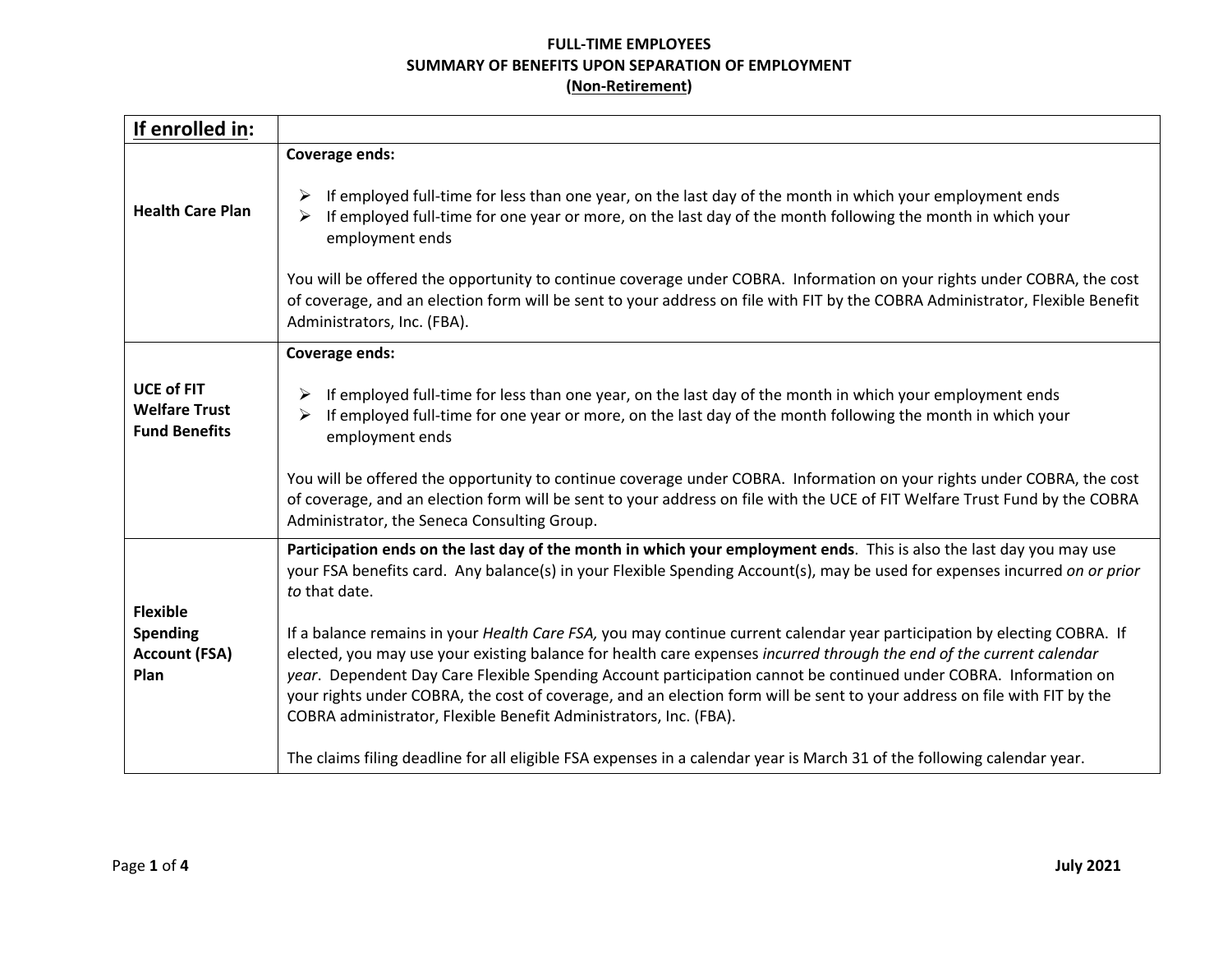**FULL-TIME EMPLOYEES**
**SUMMARY OF BENEFITS UPON SEPARATION OF EMPLOYMENT**
**(Non-Retirement)**

| If enrolled in: | |
|---|---|
| **Health Care Plan** | **Coverage ends:**<br><br>➢ If employed full-time for less than one year, on the last day of the month in which your employment ends<br>➢ If employed full-time for one year or more, on the last day of the month following the month in which your employment ends<br><br>You will be offered the opportunity to continue coverage under COBRA. Information on your rights under COBRA, the cost of coverage, and an election form will be sent to your address on file with FIT by the COBRA Administrator, Flexible Benefit Administrators, Inc. (FBA). |
| **UCE of FIT Welfare Trust Fund Benefits** | **Coverage ends:**<br><br>➢ If employed full-time for less than one year, on the last day of the month in which your employment ends<br>➢ If employed full-time for one year or more, on the last day of the month following the month in which your employment ends<br><br>You will be offered the opportunity to continue coverage under COBRA. Information on your rights under COBRA, the cost of coverage, and an election form will be sent to your address on file with the UCE of FIT Welfare Trust Fund by the COBRA Administrator, the Seneca Consulting Group. |
| **Flexible Spending Account (FSA) Plan** | **Participation ends on the last day of the month in which your employment ends**. This is also the last day you may use your FSA benefits card. Any balance(s) in your Flexible Spending Account(s), may be used for expenses incurred *on or prior to* that date.<br><br>If a balance remains in your *Health Care FSA,* you may continue current calendar year participation by electing COBRA. If elected, you may use your existing balance for health care expenses *incurred through the end of the current calendar year*. Dependent Day Care Flexible Spending Account participation cannot be continued under COBRA. Information on your rights under COBRA, the cost of coverage, and an election form will be sent to your address on file with FIT by the COBRA administrator, Flexible Benefit Administrators, Inc. (FBA).<br><br>The claims filing deadline for all eligible FSA expenses in a calendar year is March 31 of the following calendar year. |

**July 2021**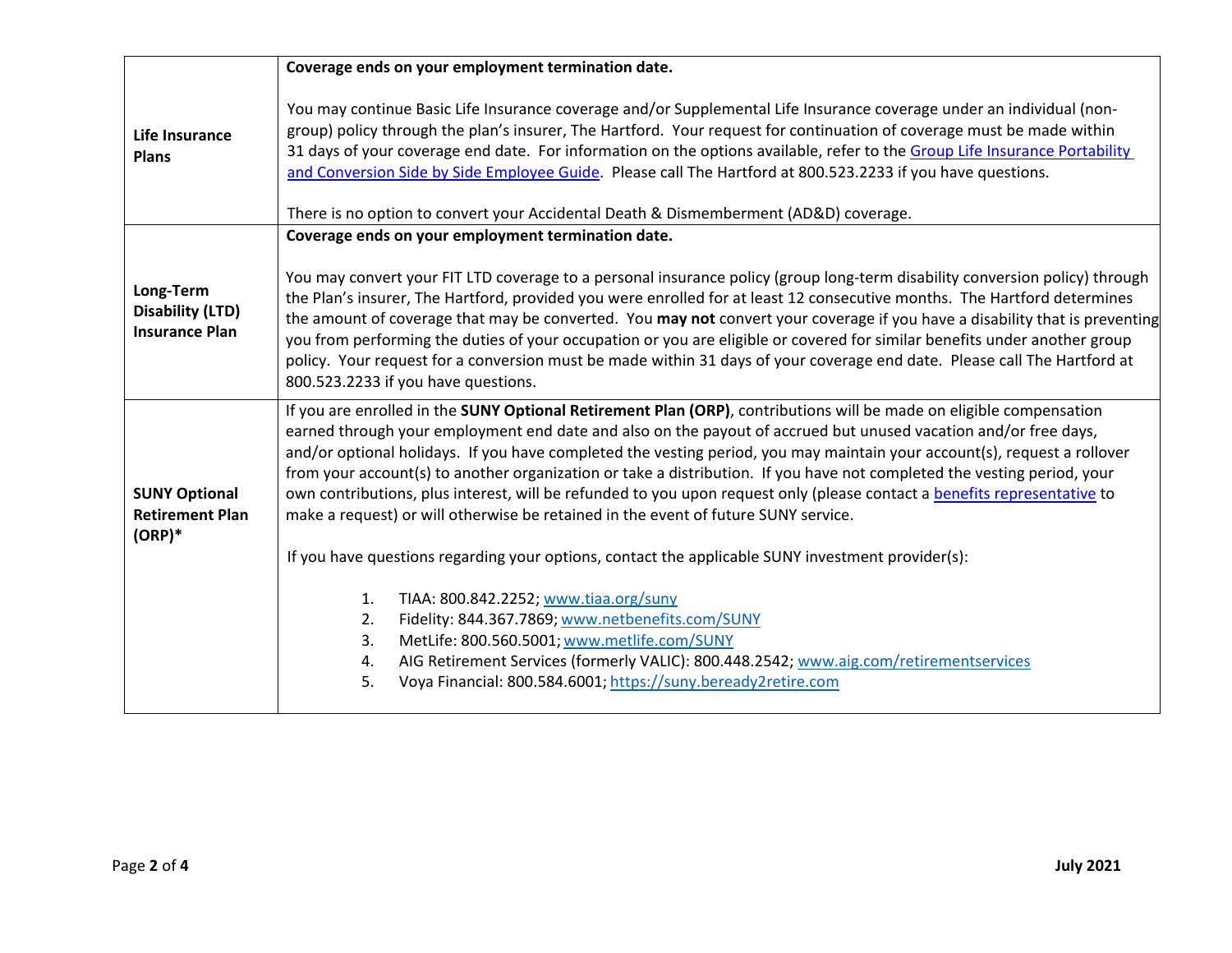| | |
|---|---|
| **Life Insurance Plans** | **Coverage ends on your employment termination date.**<br><br>You may continue Basic Life Insurance coverage and/or Supplemental Life Insurance coverage under an individual (non-group) policy through the plan's insurer, The Hartford. Your request for continuation of coverage must be made within 31 days of your coverage end date. For information on the options available, refer to the Group Life Insurance Portability and Conversion Side by Side Employee Guide. Please call The Hartford at 800.523.2233 if you have questions.<br><br>There is no option to convert your Accidental Death & Dismemberment (AD&D) coverage. |
| **Long-Term Disability (LTD) Insurance Plan** | **Coverage ends on your employment termination date.**<br><br>You may convert your FIT LTD coverage to a personal insurance policy (group long-term disability conversion policy) through the Plan's insurer, The Hartford, provided you were enrolled for at least 12 consecutive months. The Hartford determines the amount of coverage that may be converted. You **may not** convert your coverage if you have a disability that is preventing you from performing the duties of your occupation or you are eligible or covered for similar benefits under another group policy. Your request for a conversion must be made within 31 days of your coverage end date. Please call The Hartford at 800.523.2233 if you have questions. |
| **SUNY Optional Retirement Plan (ORP)*** | If you are enrolled in the **SUNY Optional Retirement Plan (ORP)**, contributions will be made on eligible compensation earned through your employment end date and also on the payout of accrued but unused vacation and/or free days, and/or optional holidays. If you have completed the vesting period, you may maintain your account(s), request a rollover from your account(s) to another organization or take a distribution. If you have not completed the vesting period, your own contributions, plus interest, will be refunded to you upon request only (please contact a benefits representative to make a request) or will otherwise be retained in the event of future SUNY service.<br><br>If you have questions regarding your options, contact the applicable SUNY investment provider(s):<br><br>1. TIAA: 800.842.2252; www.tiaa.org/suny<br>2. Fidelity: 844.367.7869; www.netbenefits.com/SUNY<br>3. MetLife: 800.560.5001; www.metlife.com/SUNY<br>4. AIG Retirement Services (formerly VALIC): 800.448.2542; www.aig.com/retirementservices<br>5. Voya Financial: 800.584.6001; https://suny.beready2retire.com |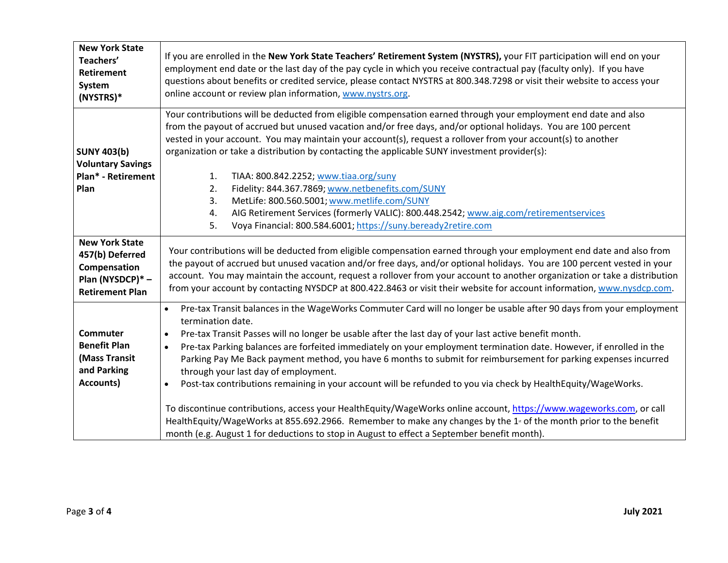| | |
|---|---|
| **New York State Teachers' Retirement System (NYSTRS)*** | If you are enrolled in the **New York State Teachers' Retirement System (NYSTRS),** your FIT participation will end on your employment end date or the last day of the pay cycle in which you receive contractual pay (faculty only). If you have questions about benefits or credited service, please contact NYSTRS at 800.348.7298 or visit their website to access your online account or review plan information, www.nystrs.org. |
| **SUNY 403(b) Voluntary Savings Plan* - Retirement Plan** | Your contributions will be deducted from eligible compensation earned through your employment end date and also from the payout of accrued but unused vacation and/or free days, and/or optional holidays. You are 100 percent vested in your account. You may maintain your account(s), request a rollover from your account(s) to another organization or take a distribution by contacting the applicable SUNY investment provider(s):<br><br>1. TIAA: 800.842.2252; www.tiaa.org/suny<br>2. Fidelity: 844.367.7869; www.netbenefits.com/SUNY<br>3. MetLife: 800.560.5001; www.metlife.com/SUNY<br>4. AIG Retirement Services (formerly VALIC): 800.448.2542; www.aig.com/retirementservices<br>5. Voya Financial: 800.584.6001; https://suny.beready2retire.com |
| **New York State 457(b) Deferred Compensation Plan (NYSDCP)* – Retirement Plan** | Your contributions will be deducted from eligible compensation earned through your employment end date and also from the payout of accrued but unused vacation and/or free days, and/or optional holidays. You are 100 percent vested in your account. You may maintain the account, request a rollover from your account to another organization or take a distribution from your account by contacting NYSDCP at 800.422.8463 or visit their website for account information, www.nysdcp.com. |
| **Commuter Benefit Plan (Mass Transit and Parking Accounts)** | • Pre-tax Transit balances in the WageWorks Commuter Card will no longer be usable after 90 days from your employment termination date.<br>• Pre-tax Transit Passes will no longer be usable after the last day of your last active benefit month.<br>• Pre-tax Parking balances are forfeited immediately on your employment termination date. However, if enrolled in the Parking Pay Me Back payment method, you have 6 months to submit for reimbursement for parking expenses incurred through your last day of employment.<br>• Post-tax contributions remaining in your account will be refunded to you via check by HealthEquity/WageWorks.<br><br>To discontinue contributions, access your HealthEquity/WageWorks online account, https://www.wageworks.com, or call HealthEquity/WageWorks at 855.692.2966. Remember to make any changes by the 1st of the month prior to the benefit month (e.g. August 1 for deductions to stop in August to effect a September benefit month). |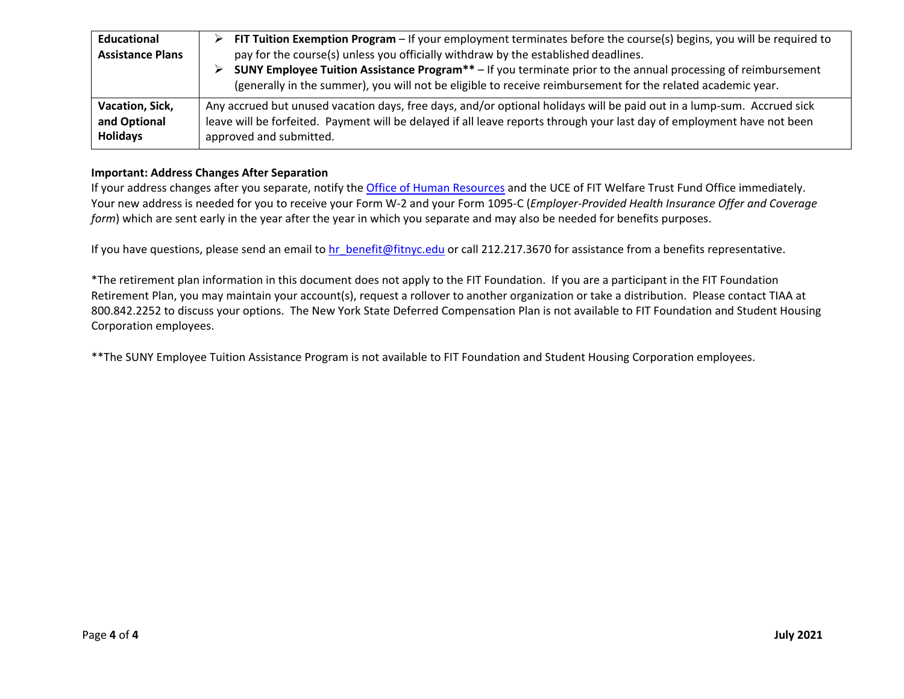| | |
|---|---|
| **Educational Assistance Plans** | ➢ **FIT Tuition Exemption Program** – If your employment terminates before the course(s) begins, you will be required to pay for the course(s) unless you officially withdraw by the established deadlines.<br>➢ **SUNY Employee Tuition Assistance Program**\*\* – If you terminate prior to the annual processing of reimbursement (generally in the summer), you will not be eligible to receive reimbursement for the related academic year. |
| **Vacation, Sick, and Optional Holidays** | Any accrued but unused vacation days, free days, and/or optional holidays will be paid out in a lump-sum. Accrued sick leave will be forfeited. Payment will be delayed if all leave reports through your last day of employment have not been approved and submitted. |

**Important: Address Changes After Separation**

If your address changes after you separate, notify the Office of Human Resources and the UCE of FIT Welfare Trust Fund Office immediately. Your new address is needed for you to receive your Form W-2 and your Form 1095-C (*Employer-Provided Health Insurance Offer and Coverage form*) which are sent early in the year after the year in which you separate and may also be needed for benefits purposes.

If you have questions, please send an email to hr_benefit@fitnyc.edu or call 212.217.3670 for assistance from a benefits representative.

*The retirement plan information in this document does not apply to the FIT Foundation. If you are a participant in the FIT Foundation Retirement Plan, you may maintain your account(s), request a rollover to another organization or take a distribution. Please contact TIAA at 800.842.2252 to discuss your options. The New York State Deferred Compensation Plan is not available to FIT Foundation and Student Housing Corporation employees.

**The SUNY Employee Tuition Assistance Program is not available to FIT Foundation and Student Housing Corporation employees.

**July 2021**